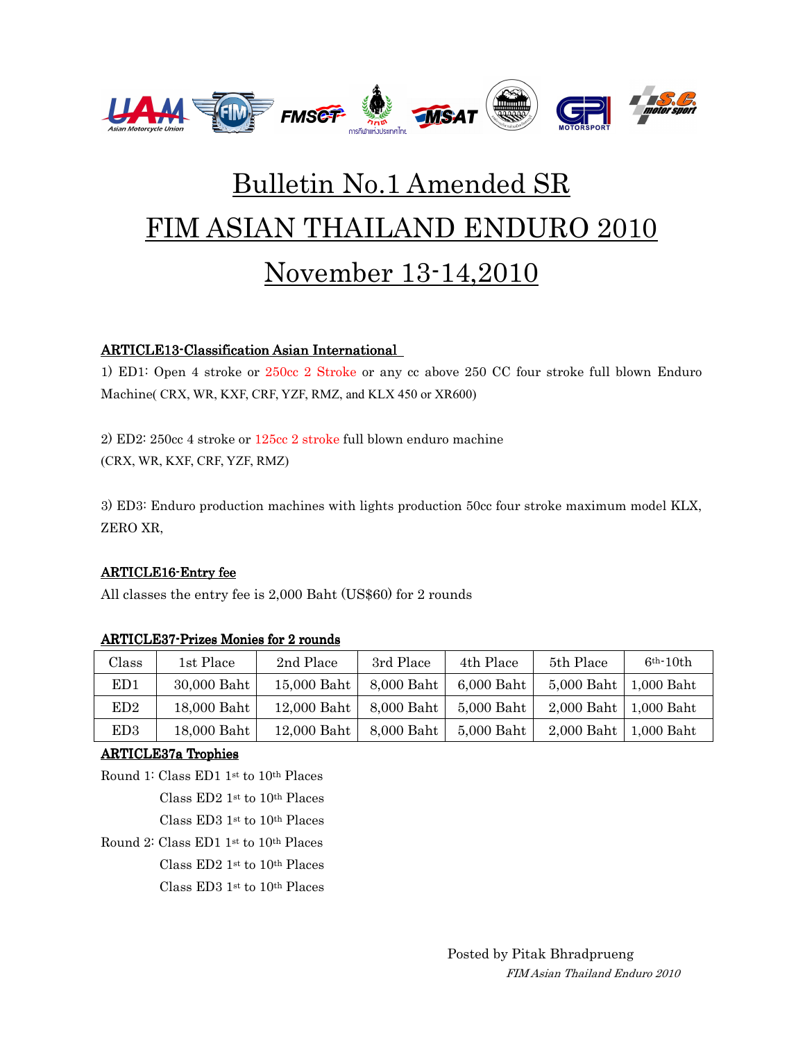# Bulletin No.1 Amended SR

# FIM ASIAN THAILAND ENDURO 2010

# November 13-14,2010

**ARTICLE13-Classification Asian International**

1) ED1: Open 4 stroke or 250cc 2 Stroke or any cc above 250 CC four stroke full blown Enduro Machine( CRX, WR, KXF, CRF, YZF, RMZ, and KLX 450 or XR600)

2) ED2: 250cc 4 stroke or 125cc 2 stroke full blown enduro machine (CRX, WR, KXF, CRF, YZF, RMZ)

3) ED3: Enduro production machines with lights production 50cc four stroke maximum model KLX, ZERO XR,

**ARTICLE16-Entry fee**

All classes the entry fee is 2,000 Baht (US$60) for 2 rounds

**ARTICLE37-Prizes Monies for 2 rounds**

| Class | 1st Place | 2nd Place | 3rd Place | 4th Place | 5th Place | 6th-10th |
|---|---|---|---|---|---|---|
| ED1 | 30,000 Baht | 15,000 Baht | 8,000 Baht | 6,000 Baht | 5,000 Baht | 1,000 Baht |
| ED2 | 18,000 Baht | 12,000 Baht | 8,000 Baht | 5,000 Baht | 2,000 Baht | 1,000 Baht |
| ED3 | 18,000 Baht | 12,000 Baht | 8,000 Baht | 5,000 Baht | 2,000 Baht | 1,000 Baht |

**ARTICLE37a Trophies**

Round 1: Class ED1 1st to 10th Places
Class ED2 1st to 10th Places
Class ED3 1st to 10th Places

Round 2: Class ED1 1st to 10th Places
Class ED2 1st to 10th Places
Class ED3 1st to 10th Places

Posted by Pitak Bhradprueng
*FIM Asian Thailand Enduro 2010*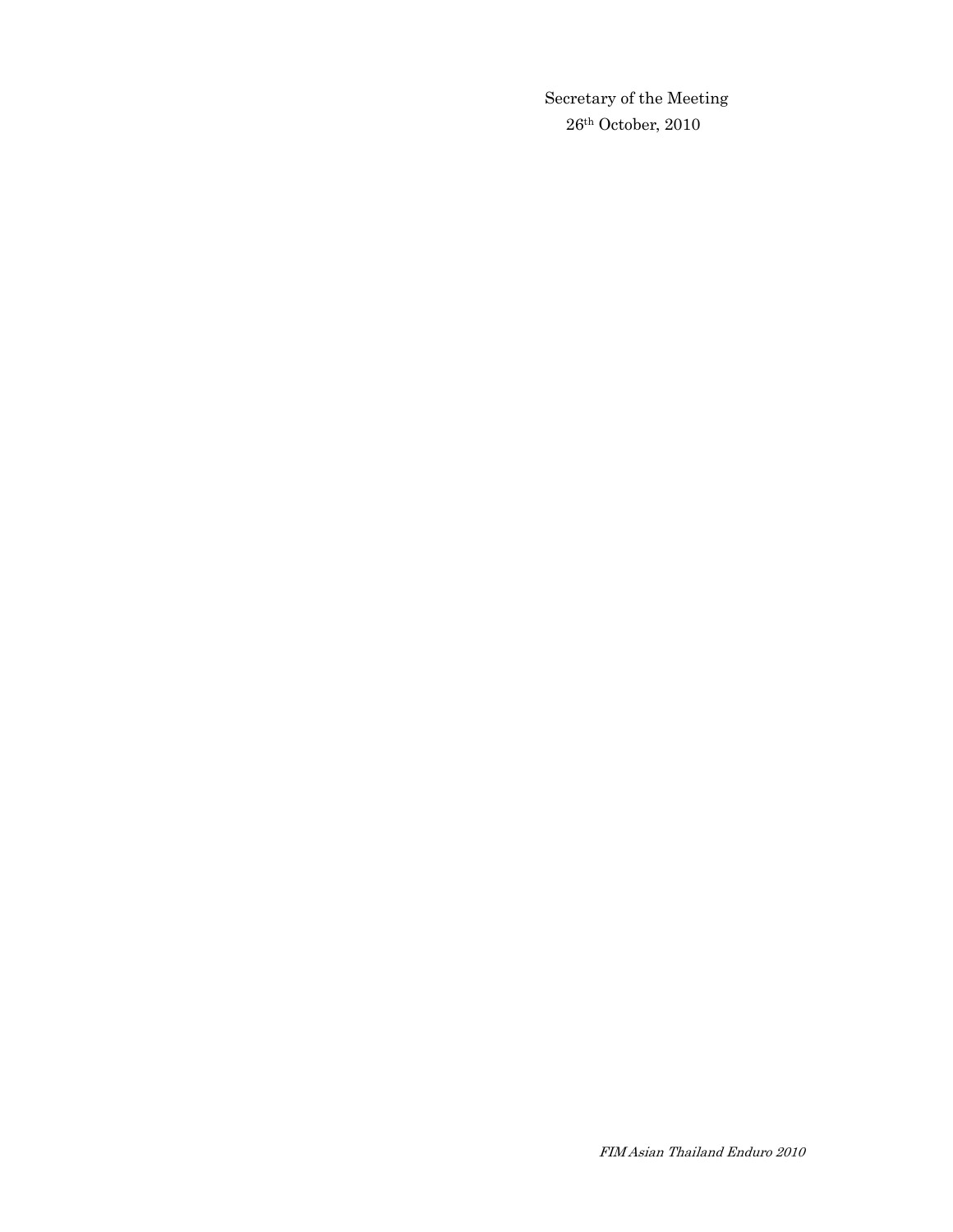Secretary of the Meeting

26th October, 2010